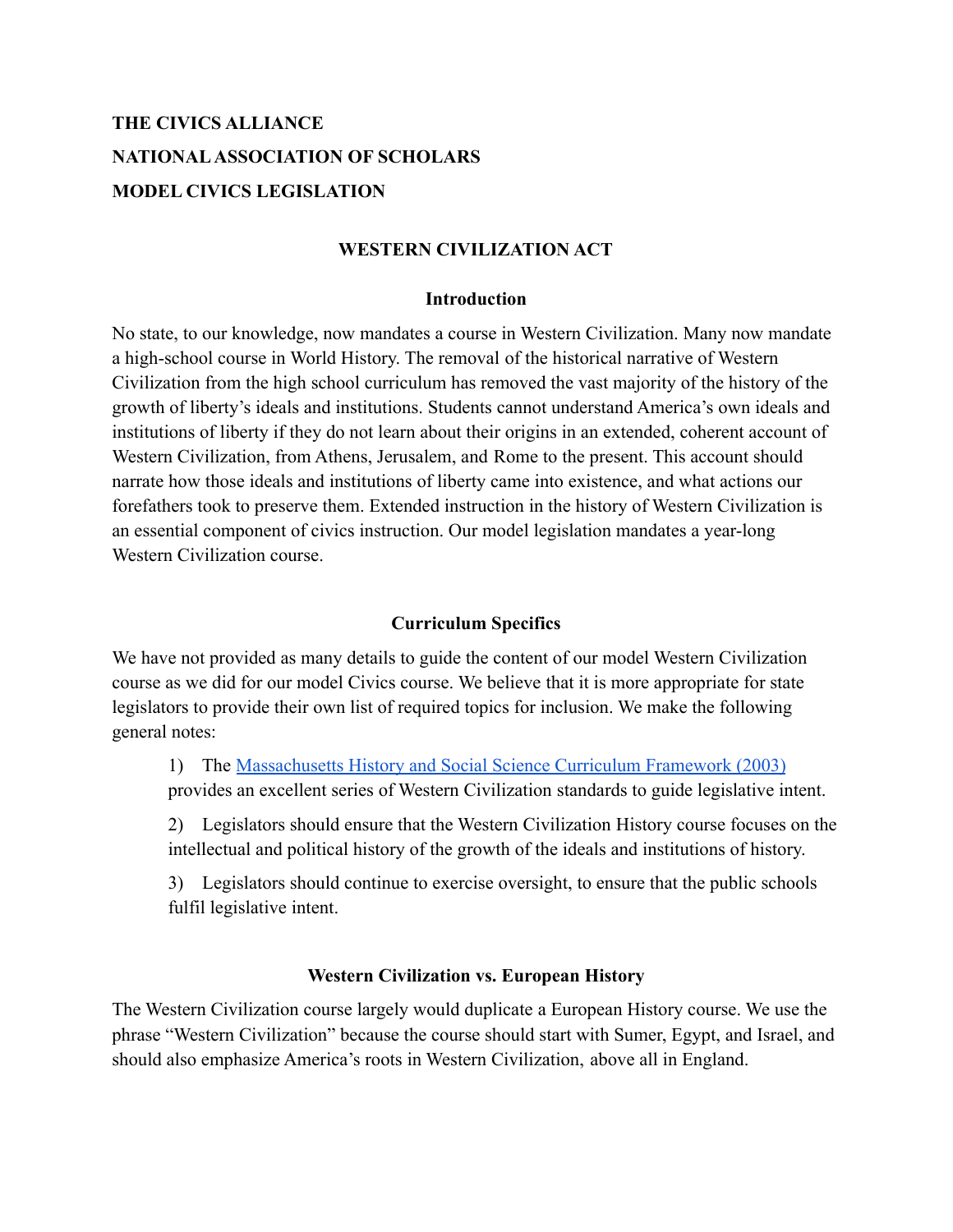**THE CIVICS ALLIANCE**

**NATIONAL ASSOCIATION OF SCHOLARS**

**MODEL CIVICS LEGISLATION**

# WESTERN CIVILIZATION ACT

## Introduction

No state, to our knowledge, now mandates a course in Western Civilization. Many now mandate a high-school course in World History. The removal of the historical narrative of Western Civilization from the high school curriculum has removed the vast majority of the history of the growth of liberty's ideals and institutions. Students cannot understand America's own ideals and institutions of liberty if they do not learn about their origins in an extended, coherent account of Western Civilization, from Athens, Jerusalem, and Rome to the present. This account should narrate how those ideals and institutions of liberty came into existence, and what actions our forefathers took to preserve them. Extended instruction in the history of Western Civilization is an essential component of civics instruction. Our model legislation mandates a year-long Western Civilization course.

## Curriculum Specifics

We have not provided as many details to guide the content of our model Western Civilization course as we did for our model Civics course. We believe that it is more appropriate for state legislators to provide their own list of required topics for inclusion. We make the following general notes:

1) The [Massachusetts History and Social Science Curriculum Framework (2003)]() provides an excellent series of Western Civilization standards to guide legislative intent.

2) Legislators should ensure that the Western Civilization History course focuses on the intellectual and political history of the growth of the ideals and institutions of history.

3) Legislators should continue to exercise oversight, to ensure that the public schools fulfil legislative intent.

## Western Civilization vs. European History

The Western Civilization course largely would duplicate a European History course. We use the phrase "Western Civilization" because the course should start with Sumer, Egypt, and Israel, and should also emphasize America's roots in Western Civilization, above all in England.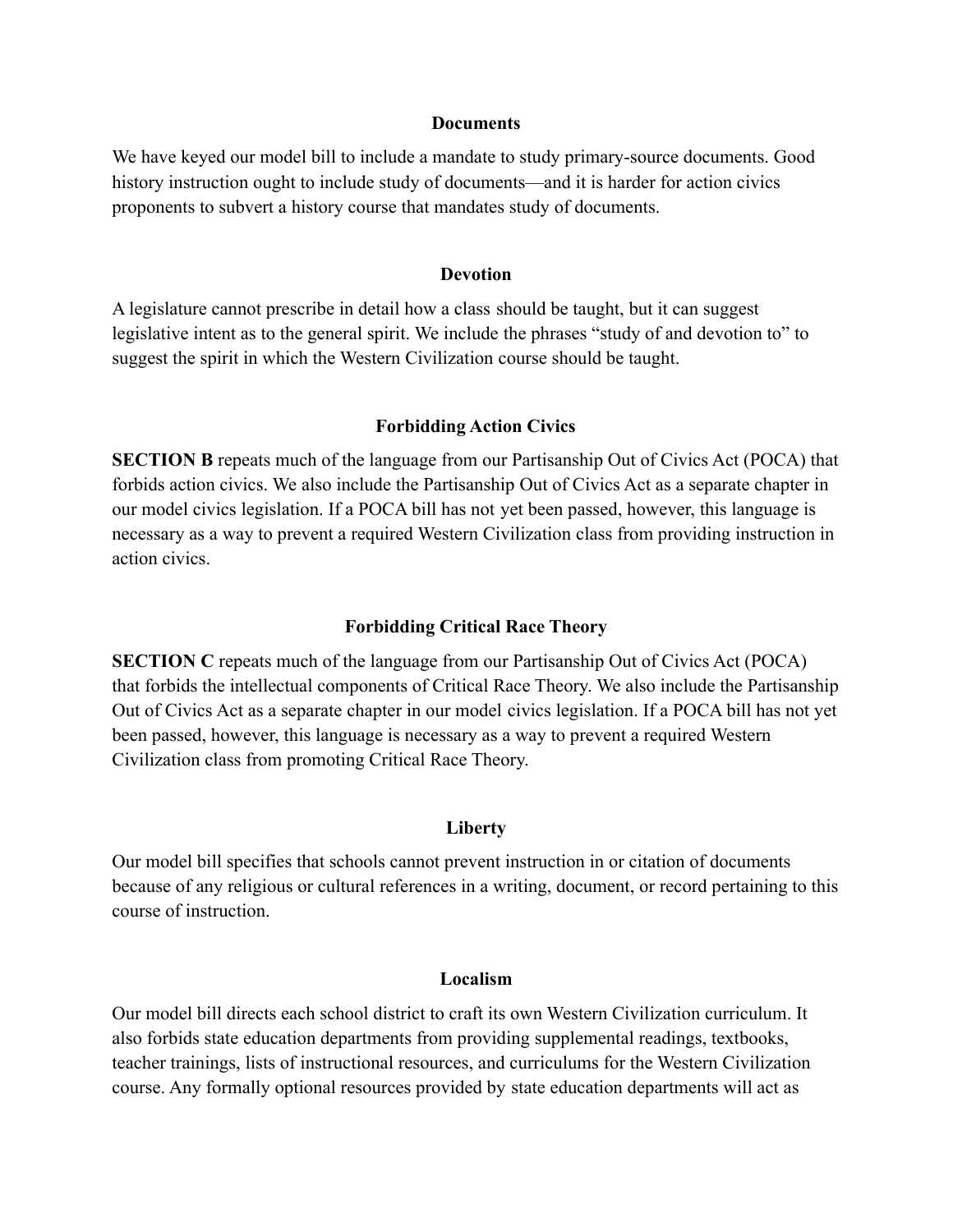### Documents

We have keyed our model bill to include a mandate to study primary-source documents. Good history instruction ought to include study of documents—and it is harder for action civics proponents to subvert a history course that mandates study of documents.

### Devotion

A legislature cannot prescribe in detail how a class should be taught, but it can suggest legislative intent as to the general spirit. We include the phrases "study of and devotion to" to suggest the spirit in which the Western Civilization course should be taught.

### Forbidding Action Civics

**SECTION B** repeats much of the language from our Partisanship Out of Civics Act (POCA) that forbids action civics. We also include the Partisanship Out of Civics Act as a separate chapter in our model civics legislation. If a POCA bill has not yet been passed, however, this language is necessary as a way to prevent a required Western Civilization class from providing instruction in action civics.

### Forbidding Critical Race Theory

**SECTION C** repeats much of the language from our Partisanship Out of Civics Act (POCA) that forbids the intellectual components of Critical Race Theory. We also include the Partisanship Out of Civics Act as a separate chapter in our model civics legislation. If a POCA bill has not yet been passed, however, this language is necessary as a way to prevent a required Western Civilization class from promoting Critical Race Theory.

### Liberty

Our model bill specifies that schools cannot prevent instruction in or citation of documents because of any religious or cultural references in a writing, document, or record pertaining to this course of instruction.

### Localism

Our model bill directs each school district to craft its own Western Civilization curriculum. It also forbids state education departments from providing supplemental readings, textbooks, teacher trainings, lists of instructional resources, and curriculums for the Western Civilization course. Any formally optional resources provided by state education departments will act as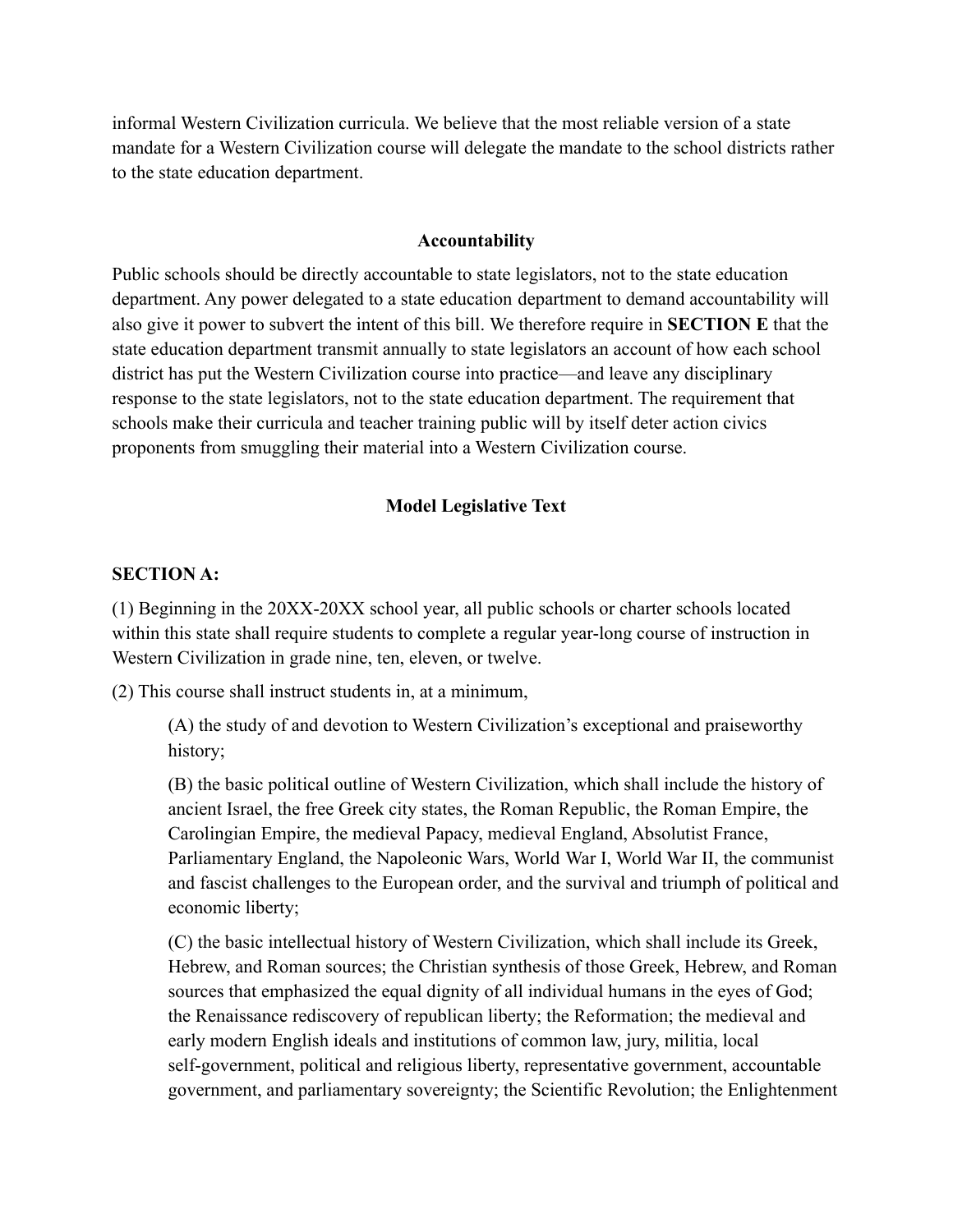informal Western Civilization curricula. We believe that the most reliable version of a state mandate for a Western Civilization course will delegate the mandate to the school districts rather to the state education department.

### Accountability

Public schools should be directly accountable to state legislators, not to the state education department. Any power delegated to a state education department to demand accountability will also give it power to subvert the intent of this bill. We therefore require in **SECTION E** that the state education department transmit annually to state legislators an account of how each school district has put the Western Civilization course into practice—and leave any disciplinary response to the state legislators, not to the state education department. The requirement that schools make their curricula and teacher training public will by itself deter action civics proponents from smuggling their material into a Western Civilization course.

### Model Legislative Text

**SECTION A:**

(1) Beginning in the 20XX-20XX school year, all public schools or charter schools located within this state shall require students to complete a regular year-long course of instruction in Western Civilization in grade nine, ten, eleven, or twelve.

(2) This course shall instruct students in, at a minimum,

> (A) the study of and devotion to Western Civilization's exceptional and praiseworthy history;
>
> (B) the basic political outline of Western Civilization, which shall include the history of ancient Israel, the free Greek city states, the Roman Republic, the Roman Empire, the Carolingian Empire, the medieval Papacy, medieval England, Absolutist France, Parliamentary England, the Napoleonic Wars, World War I, World War II, the communist and fascist challenges to the European order, and the survival and triumph of political and economic liberty;
>
> (C) the basic intellectual history of Western Civilization, which shall include its Greek, Hebrew, and Roman sources; the Christian synthesis of those Greek, Hebrew, and Roman sources that emphasized the equal dignity of all individual humans in the eyes of God; the Renaissance rediscovery of republican liberty; the Reformation; the medieval and early modern English ideals and institutions of common law, jury, militia, local self-government, political and religious liberty, representative government, accountable government, and parliamentary sovereignty; the Scientific Revolution; the Enlightenment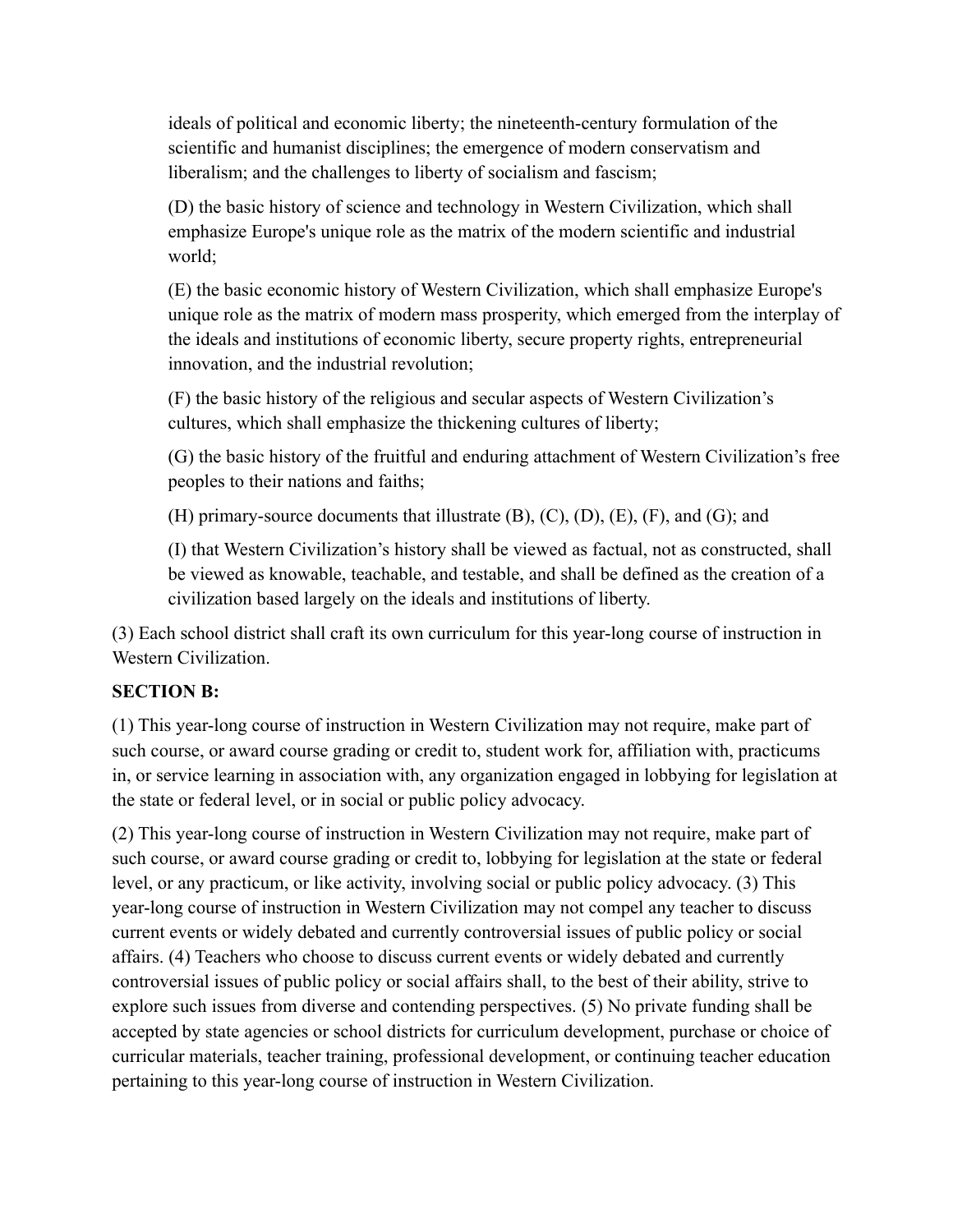ideals of political and economic liberty; the nineteenth-century formulation of the scientific and humanist disciplines; the emergence of modern conservatism and liberalism; and the challenges to liberty of socialism and fascism;

(D) the basic history of science and technology in Western Civilization, which shall emphasize Europe's unique role as the matrix of the modern scientific and industrial world;

(E) the basic economic history of Western Civilization, which shall emphasize Europe's unique role as the matrix of modern mass prosperity, which emerged from the interplay of the ideals and institutions of economic liberty, secure property rights, entrepreneurial innovation, and the industrial revolution;

(F) the basic history of the religious and secular aspects of Western Civilization's cultures, which shall emphasize the thickening cultures of liberty;

(G) the basic history of the fruitful and enduring attachment of Western Civilization's free peoples to their nations and faiths;

(H) primary-source documents that illustrate (B), (C), (D), (E), (F), and (G); and

(I) that Western Civilization's history shall be viewed as factual, not as constructed, shall be viewed as knowable, teachable, and testable, and shall be defined as the creation of a civilization based largely on the ideals and institutions of liberty.

(3) Each school district shall craft its own curriculum for this year-long course of instruction in Western Civilization.

**SECTION B:**

(1) This year-long course of instruction in Western Civilization may not require, make part of such course, or award course grading or credit to, student work for, affiliation with, practicums in, or service learning in association with, any organization engaged in lobbying for legislation at the state or federal level, or in social or public policy advocacy.

(2) This year-long course of instruction in Western Civilization may not require, make part of such course, or award course grading or credit to, lobbying for legislation at the state or federal level, or any practicum, or like activity, involving social or public policy advocacy. (3) This year-long course of instruction in Western Civilization may not compel any teacher to discuss current events or widely debated and currently controversial issues of public policy or social affairs. (4) Teachers who choose to discuss current events or widely debated and currently controversial issues of public policy or social affairs shall, to the best of their ability, strive to explore such issues from diverse and contending perspectives. (5) No private funding shall be accepted by state agencies or school districts for curriculum development, purchase or choice of curricular materials, teacher training, professional development, or continuing teacher education pertaining to this year-long course of instruction in Western Civilization.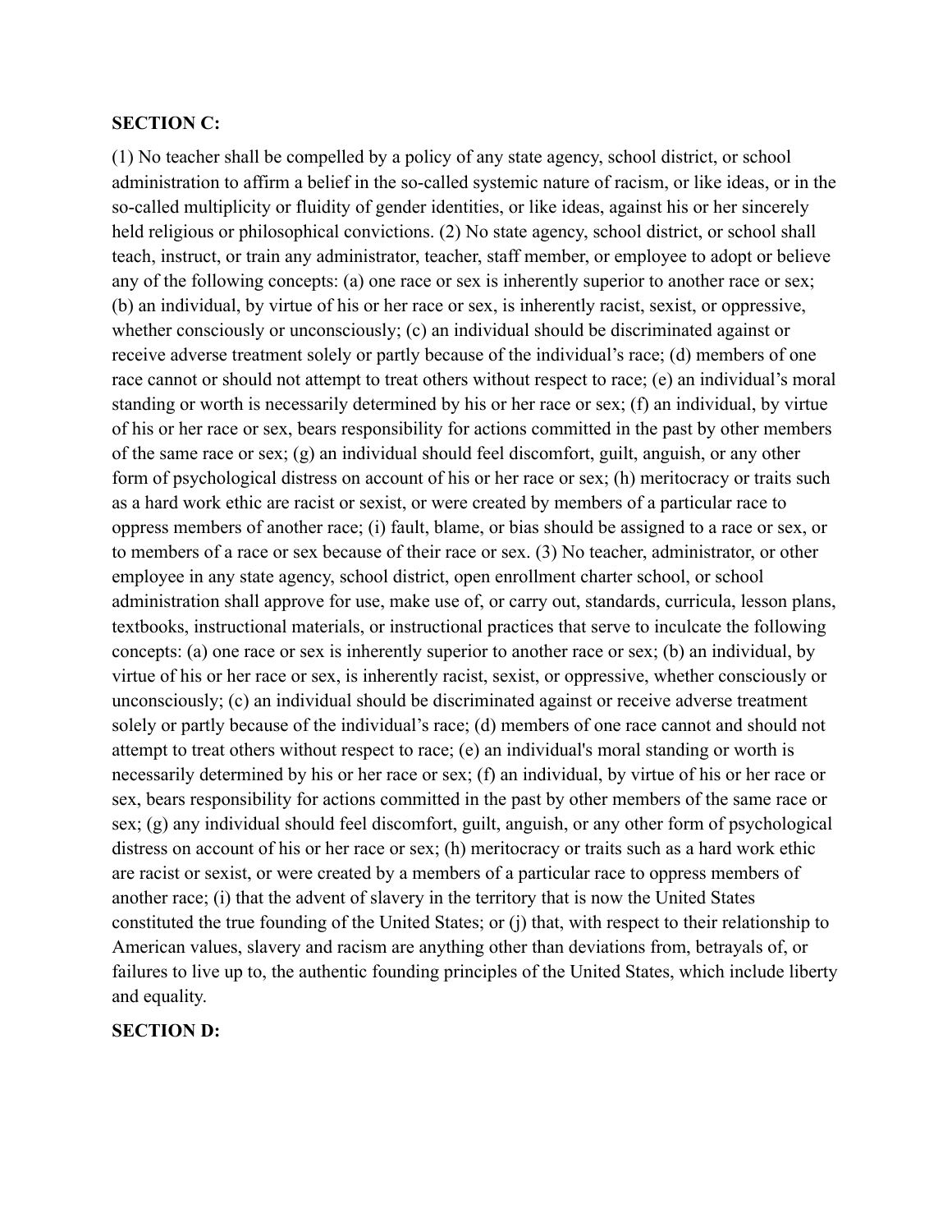**SECTION C:**

(1) No teacher shall be compelled by a policy of any state agency, school district, or school administration to affirm a belief in the so-called systemic nature of racism, or like ideas, or in the so-called multiplicity or fluidity of gender identities, or like ideas, against his or her sincerely held religious or philosophical convictions. (2) No state agency, school district, or school shall teach, instruct, or train any administrator, teacher, staff member, or employee to adopt or believe any of the following concepts: (a) one race or sex is inherently superior to another race or sex; (b) an individual, by virtue of his or her race or sex, is inherently racist, sexist, or oppressive, whether consciously or unconsciously; (c) an individual should be discriminated against or receive adverse treatment solely or partly because of the individual's race; (d) members of one race cannot or should not attempt to treat others without respect to race; (e) an individual's moral standing or worth is necessarily determined by his or her race or sex; (f) an individual, by virtue of his or her race or sex, bears responsibility for actions committed in the past by other members of the same race or sex; (g) an individual should feel discomfort, guilt, anguish, or any other form of psychological distress on account of his or her race or sex; (h) meritocracy or traits such as a hard work ethic are racist or sexist, or were created by members of a particular race to oppress members of another race; (i) fault, blame, or bias should be assigned to a race or sex, or to members of a race or sex because of their race or sex. (3) No teacher, administrator, or other employee in any state agency, school district, open enrollment charter school, or school administration shall approve for use, make use of, or carry out, standards, curricula, lesson plans, textbooks, instructional materials, or instructional practices that serve to inculcate the following concepts: (a) one race or sex is inherently superior to another race or sex; (b) an individual, by virtue of his or her race or sex, is inherently racist, sexist, or oppressive, whether consciously or unconsciously; (c) an individual should be discriminated against or receive adverse treatment solely or partly because of the individual's race; (d) members of one race cannot and should not attempt to treat others without respect to race; (e) an individual's moral standing or worth is necessarily determined by his or her race or sex; (f) an individual, by virtue of his or her race or sex, bears responsibility for actions committed in the past by other members of the same race or sex; (g) any individual should feel discomfort, guilt, anguish, or any other form of psychological distress on account of his or her race or sex; (h) meritocracy or traits such as a hard work ethic are racist or sexist, or were created by a members of a particular race to oppress members of another race; (i) that the advent of slavery in the territory that is now the United States constituted the true founding of the United States; or (j) that, with respect to their relationship to American values, slavery and racism are anything other than deviations from, betrayals of, or failures to live up to, the authentic founding principles of the United States, which include liberty and equality.

**SECTION D:**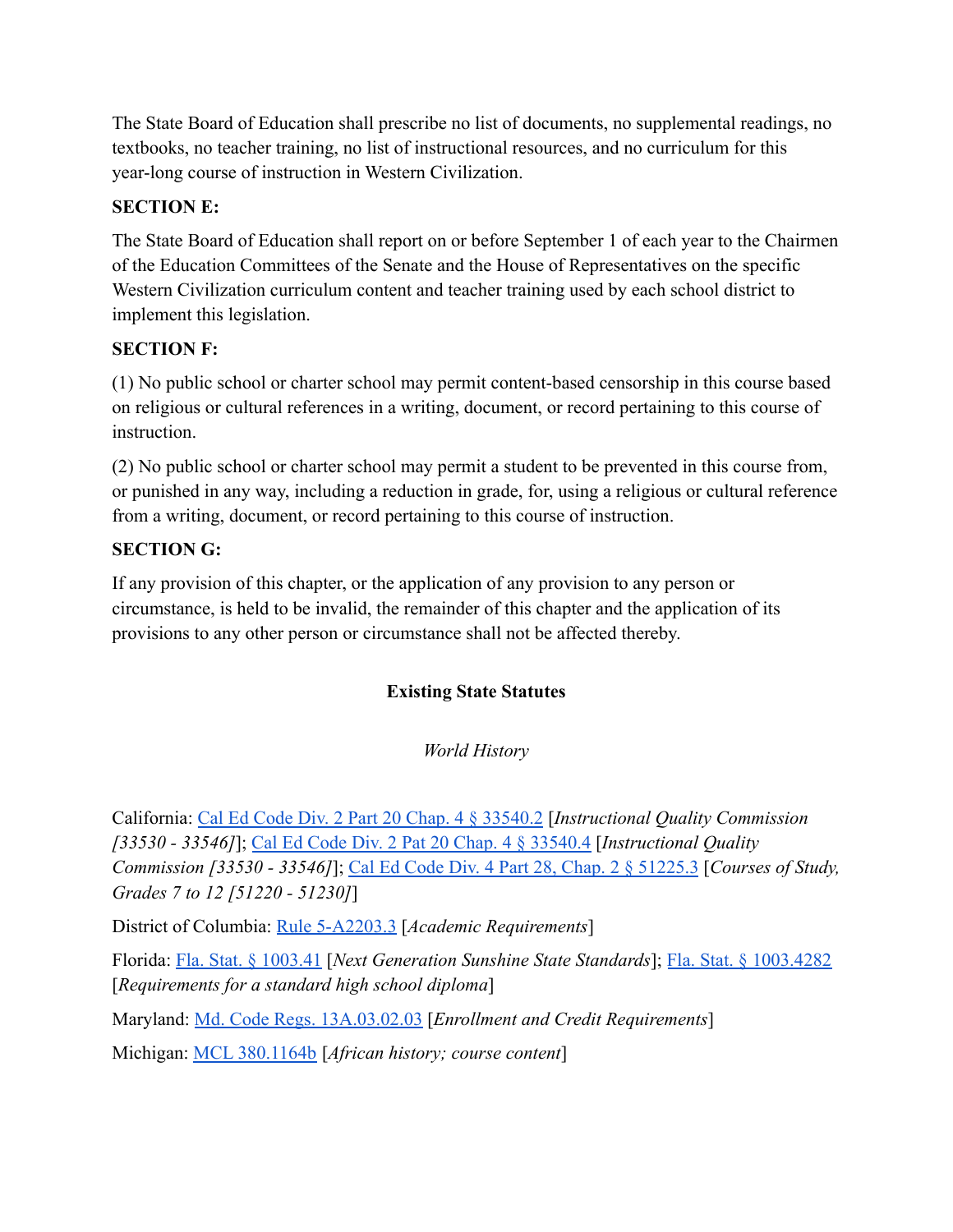The State Board of Education shall prescribe no list of documents, no supplemental readings, no textbooks, no teacher training, no list of instructional resources, and no curriculum for this year-long course of instruction in Western Civilization.

**SECTION E:**

The State Board of Education shall report on or before September 1 of each year to the Chairmen of the Education Committees of the Senate and the House of Representatives on the specific Western Civilization curriculum content and teacher training used by each school district to implement this legislation.

**SECTION F:**

(1) No public school or charter school may permit content-based censorship in this course based on religious or cultural references in a writing, document, or record pertaining to this course of instruction.

(2) No public school or charter school may permit a student to be prevented in this course from, or punished in any way, including a reduction in grade, for, using a religious or cultural reference from a writing, document, or record pertaining to this course of instruction.

**SECTION G:**

If any provision of this chapter, or the application of any provision to any person or circumstance, is held to be invalid, the remainder of this chapter and the application of its provisions to any other person or circumstance shall not be affected thereby.

## Existing State Statutes

*World History*

California: Cal Ed Code Div. 2 Part 20 Chap. 4 § 33540.2 [*Instructional Quality Commission [33530 - 33546]*]; Cal Ed Code Div. 2 Pat 20 Chap. 4 § 33540.4 [*Instructional Quality Commission [33530 - 33546]*]; Cal Ed Code Div. 4 Part 28, Chap. 2 § 51225.3 [*Courses of Study, Grades 7 to 12 [51220 - 51230]*]

District of Columbia: Rule 5-A2203.3 [*Academic Requirements*]

Florida: Fla. Stat. § 1003.41 [*Next Generation Sunshine State Standards*]; Fla. Stat. § 1003.4282 [*Requirements for a standard high school diploma*]

Maryland: Md. Code Regs. 13A.03.02.03 [*Enrollment and Credit Requirements*]

Michigan: MCL 380.1164b [*African history; course content*]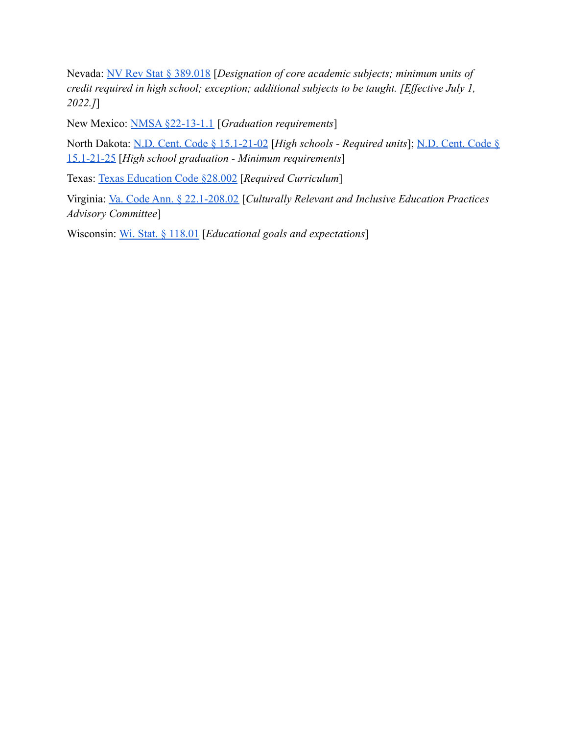Nevada: [NV Rev Stat § 389.018] [*Designation of core academic subjects; minimum units of credit required in high school; exception; additional subjects to be taught. [Effective July 1, 2022.]*]

New Mexico: [NMSA §22-13-1.1] [*Graduation requirements*]

North Dakota: [N.D. Cent. Code § 15.1-21-02] [*High schools - Required units*]; [N.D. Cent. Code § 15.1-21-25] [*High school graduation - Minimum requirements*]

Texas: [Texas Education Code §28.002] [*Required Curriculum*]

Virginia: [Va. Code Ann. § 22.1-208.02] [*Culturally Relevant and Inclusive Education Practices Advisory Committee*]

Wisconsin: [Wi. Stat. § 118.01] [*Educational goals and expectations*]